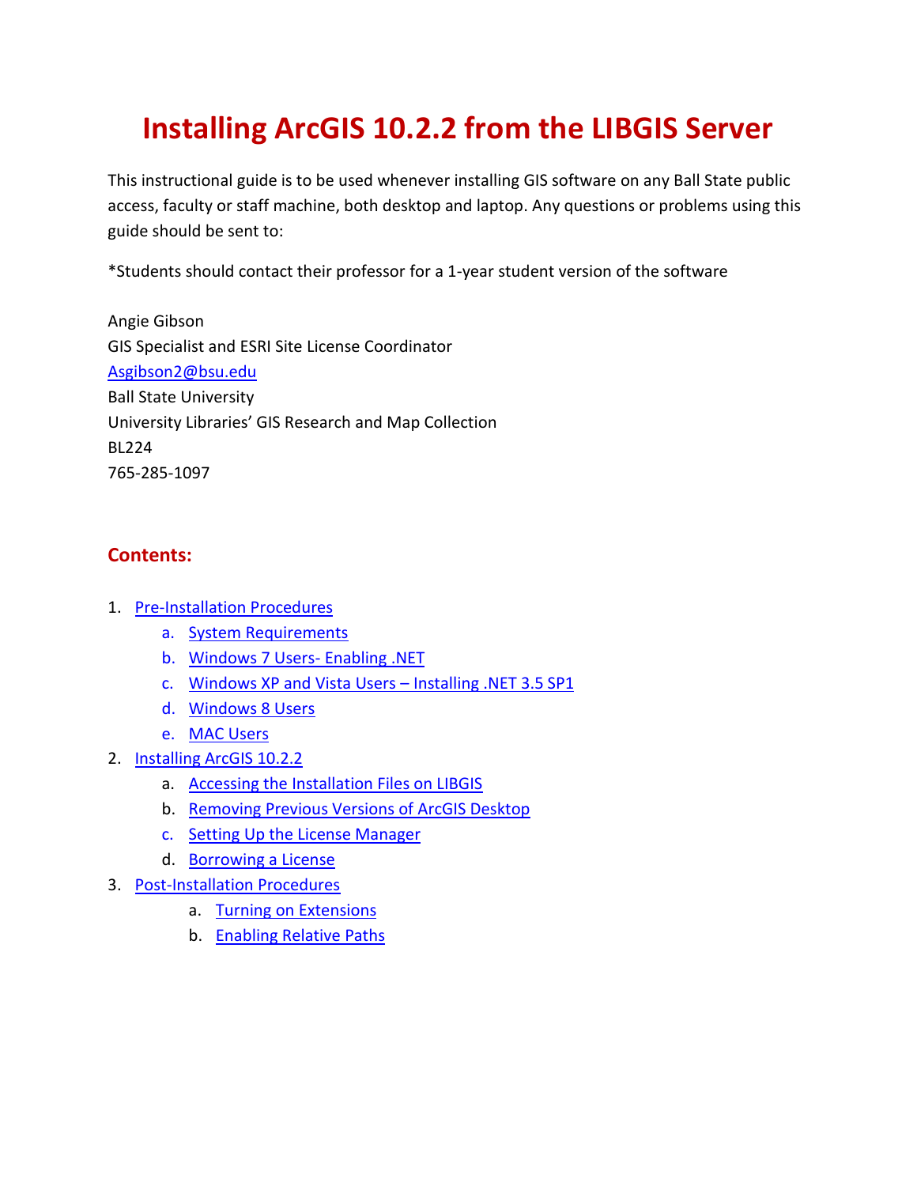# Installing ArcGIS 10.2.2 from the LIBGIS Server

This instructional guide is to be used whenever installing GIS software on any Ball State public access, faculty or staff machine, both desktop and laptop. Any questions or problems using this guide should be sent to:

*Students should contact their professor for a 1-year student version of the software

Angie Gibson
GIS Specialist and ESRI Site License Coordinator
Asgibson2@bsu.edu
Ball State University
University Libraries' GIS Research and Map Collection
BL224
765-285-1097

## Contents:

1. Pre-Installation Procedures
    a. System Requirements
    b. Windows 7 Users- Enabling .NET
    c. Windows XP and Vista Users – Installing .NET 3.5 SP1
    d. Windows 8 Users
    e. MAC Users
2. Installing ArcGIS 10.2.2
    a. Accessing the Installation Files on LIBGIS
    b. Removing Previous Versions of ArcGIS Desktop
    c. Setting Up the License Manager
    d. Borrowing a License
3. Post-Installation Procedures
    a. Turning on Extensions
    b. Enabling Relative Paths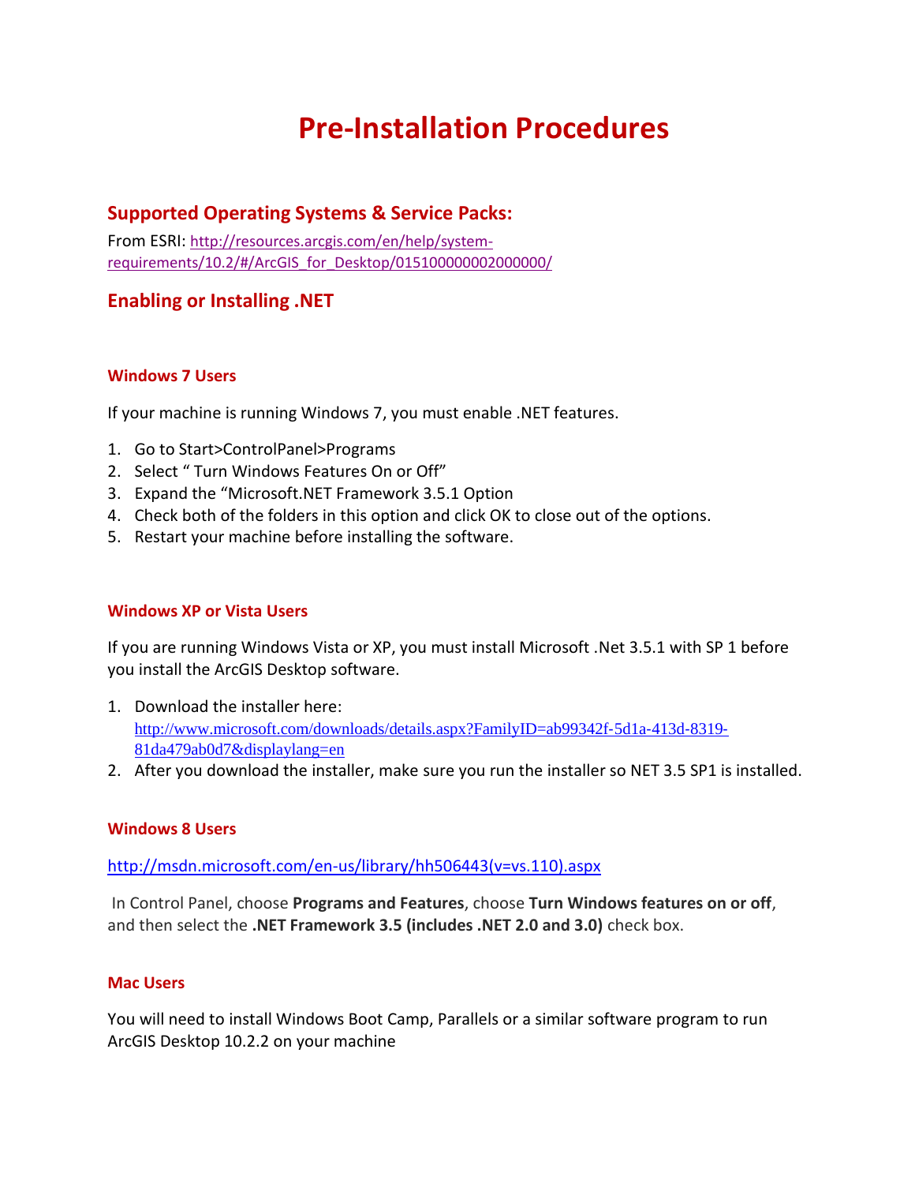# Pre-Installation Procedures

## Supported Operating Systems & Service Packs:

From ESRI: http://resources.arcgis.com/en/help/system-requirements/10.2/#/ArcGIS_for_Desktop/015100000002000000/

## Enabling or Installing .NET

### Windows 7 Users

If your machine is running Windows 7, you must enable .NET features.

1. Go to Start>ControlPanel>Programs
2. Select " Turn Windows Features On or Off"
3. Expand the "Microsoft.NET Framework 3.5.1 Option
4. Check both of the folders in this option and click OK to close out of the options.
5. Restart your machine before installing the software.

### Windows XP or Vista Users

If you are running Windows Vista or XP, you must install Microsoft .Net 3.5.1 with SP 1 before you install the ArcGIS Desktop software.

1. Download the installer here: http://www.microsoft.com/downloads/details.aspx?FamilyID=ab99342f-5d1a-413d-8319-81da479ab0d7&displaylang=en
2. After you download the installer, make sure you run the installer so NET 3.5 SP1 is installed.

### Windows 8 Users

http://msdn.microsoft.com/en-us/library/hh506443(v=vs.110).aspx

In Control Panel, choose **Programs and Features**, choose **Turn Windows features on or off**, and then select the **.NET Framework 3.5 (includes .NET 2.0 and 3.0)** check box.

### Mac Users

You will need to install Windows Boot Camp, Parallels or a similar software program to run ArcGIS Desktop 10.2.2 on your machine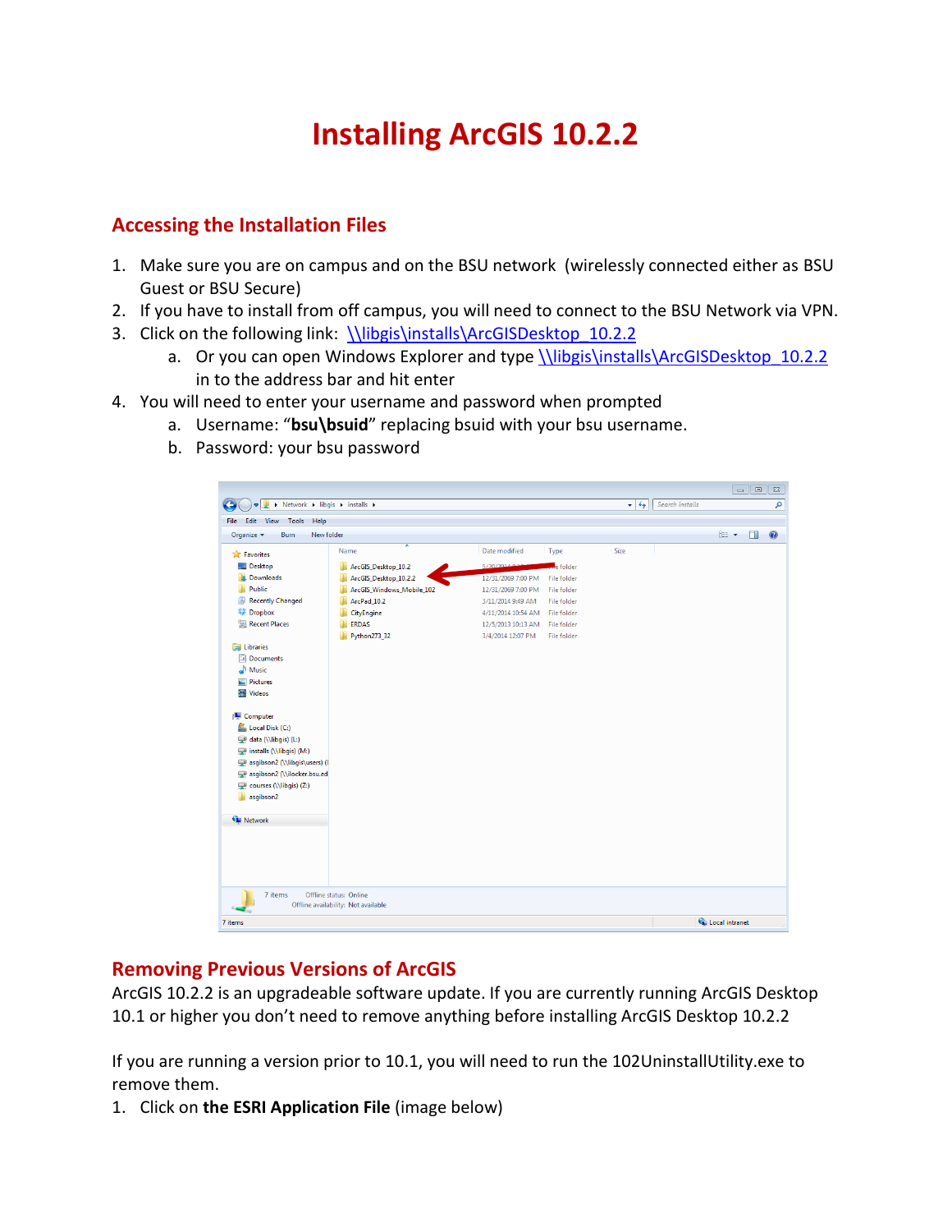# Installing ArcGIS 10.2.2

## Accessing the Installation Files

1. Make sure you are on campus and on the BSU network (wirelessly connected either as BSU Guest or BSU Secure)
2. If you have to install from off campus, you will need to connect to the BSU Network via VPN.
3. Click on the following link: \\libgis\installs\ArcGISDesktop_10.2.2
   a. Or you can open Windows Explorer and type \\libgis\installs\ArcGISDesktop_10.2.2 in to the address bar and hit enter
4. You will need to enter your username and password when prompted
   a. Username: "**bsu\bsuid**" replacing bsuid with your bsu username.
   b. Password: your bsu password

## Removing Previous Versions of ArcGIS

ArcGIS 10.2.2 is an upgradeable software update. If you are currently running ArcGIS Desktop 10.1 or higher you don't need to remove anything before installing ArcGIS Desktop 10.2.2

If you are running a version prior to 10.1, you will need to run the 102UninstallUtility.exe to remove them.

1. Click on **the ESRI Application File** (image below)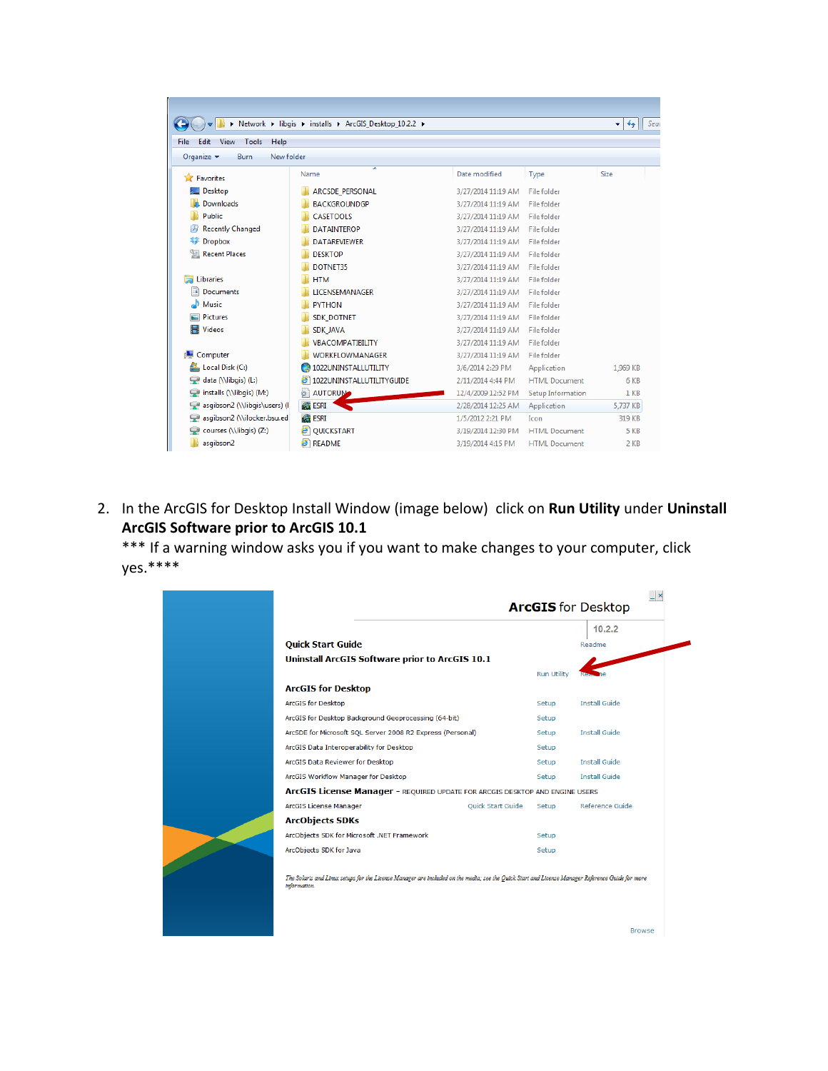2. In the ArcGIS for Desktop Install Window (image below) click on **Run Utility** under **Uninstall ArcGIS Software prior to ArcGIS 10.1**

   *** If a warning window asks you if you want to make changes to your computer, click yes.****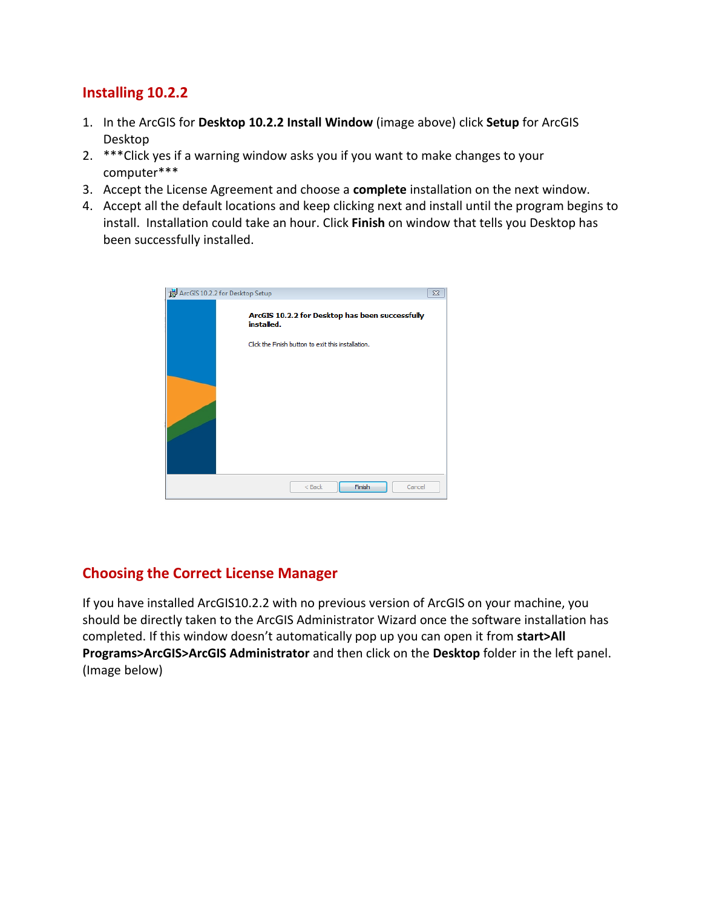## Installing 10.2.2

1. In the ArcGIS for **Desktop 10.2.2 Install Window** (image above) click **Setup** for ArcGIS Desktop
2. ***Click yes if a warning window asks you if you want to make changes to your computer***
3. Accept the License Agreement and choose a **complete** installation on the next window.
4. Accept all the default locations and keep clicking next and install until the program begins to install. Installation could take an hour. Click **Finish** on window that tells you Desktop has been successfully installed.

## Choosing the Correct License Manager

If you have installed ArcGIS10.2.2 with no previous version of ArcGIS on your machine, you should be directly taken to the ArcGIS Administrator Wizard once the software installation has completed. If this window doesn't automatically pop up you can open it from **start>All Programs>ArcGIS>ArcGIS Administrator** and then click on the **Desktop** folder in the left panel. (Image below)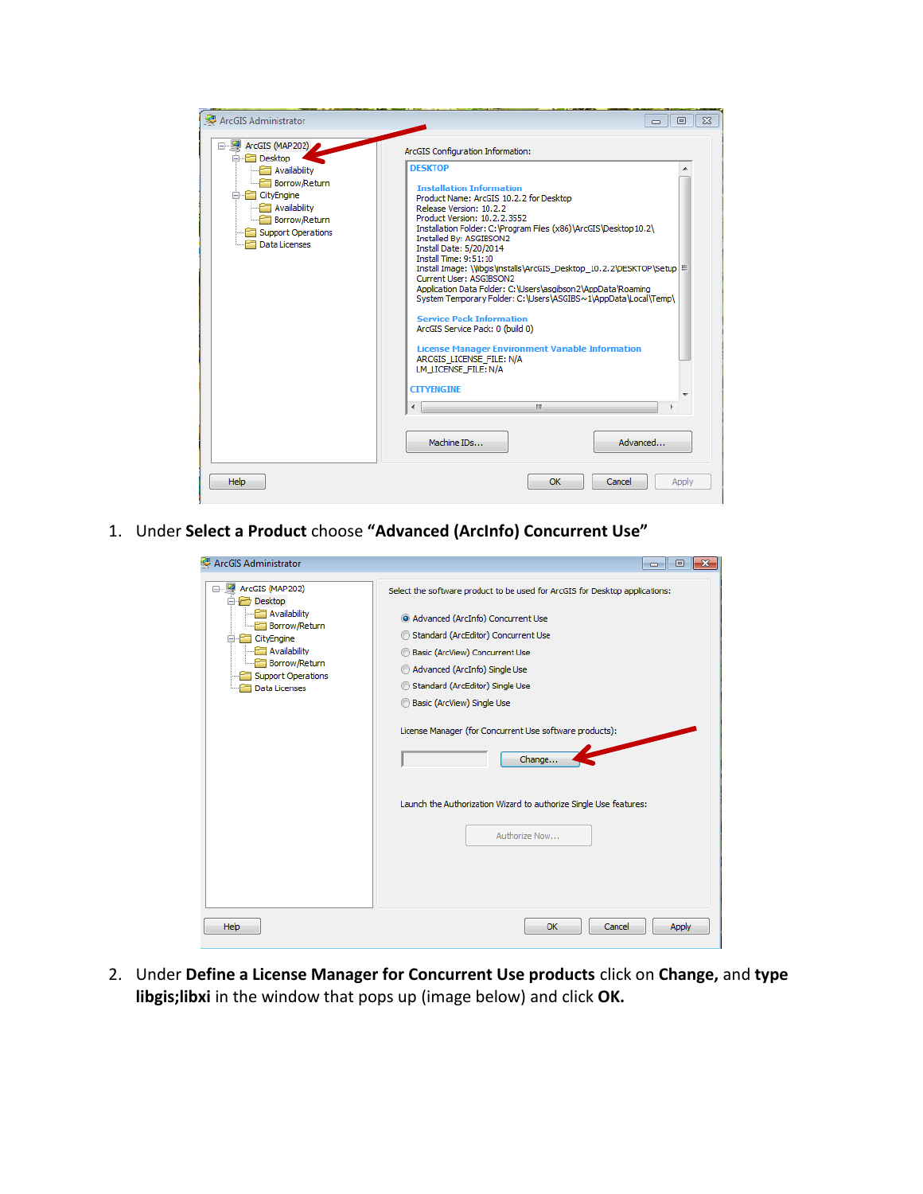1. Under **Select a Product** choose **"Advanced (ArcInfo) Concurrent Use"**

2. Under **Define a License Manager for Concurrent Use products** click on **Change,** and **type libgis;libxi** in the window that pops up (image below) and click **OK.**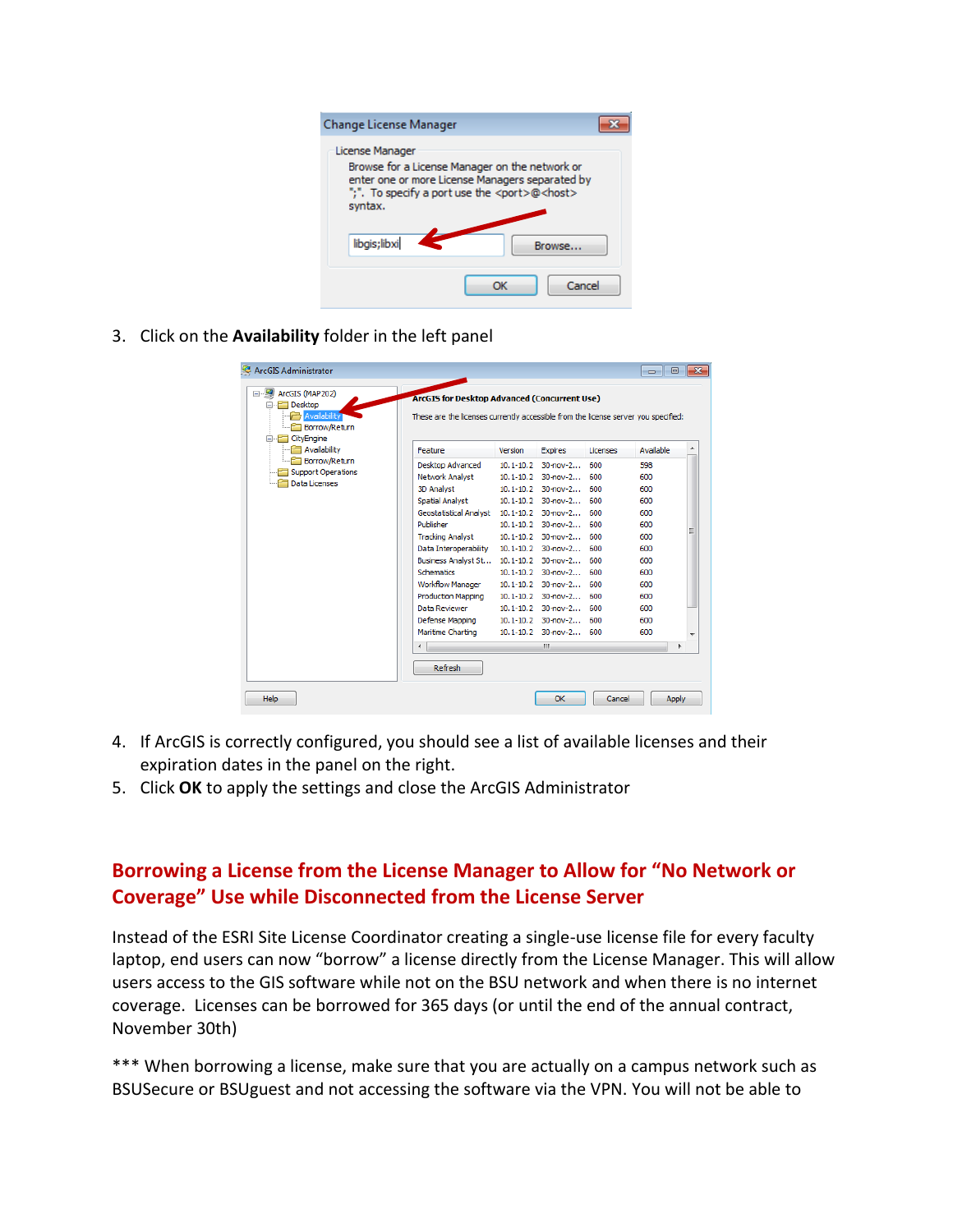3. Click on the **Availability** folder in the left panel

4. If ArcGIS is correctly configured, you should see a list of available licenses and their expiration dates in the panel on the right.
5. Click **OK** to apply the settings and close the ArcGIS Administrator

## Borrowing a License from the License Manager to Allow for “No Network or Coverage” Use while Disconnected from the License Server

Instead of the ESRI Site License Coordinator creating a single-use license file for every faculty laptop, end users can now “borrow” a license directly from the License Manager. This will allow users access to the GIS software while not on the BSU network and when there is no internet coverage. Licenses can be borrowed for 365 days (or until the end of the annual contract, November 30th)

*** When borrowing a license, make sure that you are actually on a campus network such as BSUSecure or BSUguest and not accessing the software via the VPN. You will not be able to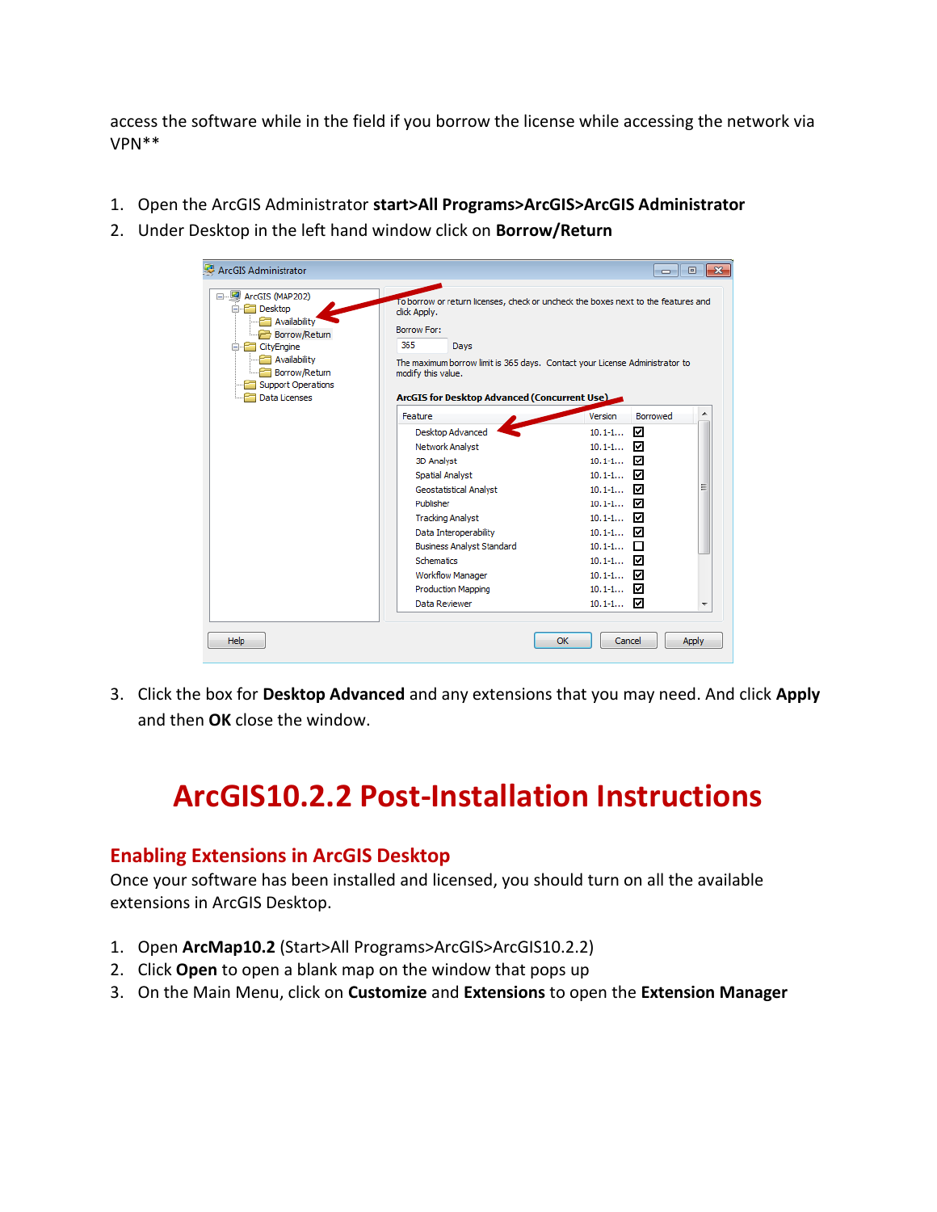access the software while in the field if you borrow the license while accessing the network via VPN**

1. Open the ArcGIS Administrator **start>All Programs>ArcGIS>ArcGIS Administrator**
2. Under Desktop in the left hand window click on **Borrow/Return**

3. Click the box for **Desktop Advanced** and any extensions that you may need. And click **Apply** and then **OK** close the window.

# ArcGIS10.2.2 Post-Installation Instructions

## Enabling Extensions in ArcGIS Desktop

Once your software has been installed and licensed, you should turn on all the available extensions in ArcGIS Desktop.

1. Open **ArcMap10.2** (Start>All Programs>ArcGIS>ArcGIS10.2.2)
2. Click **Open** to open a blank map on the window that pops up
3. On the Main Menu, click on **Customize** and **Extensions** to open the **Extension Manager**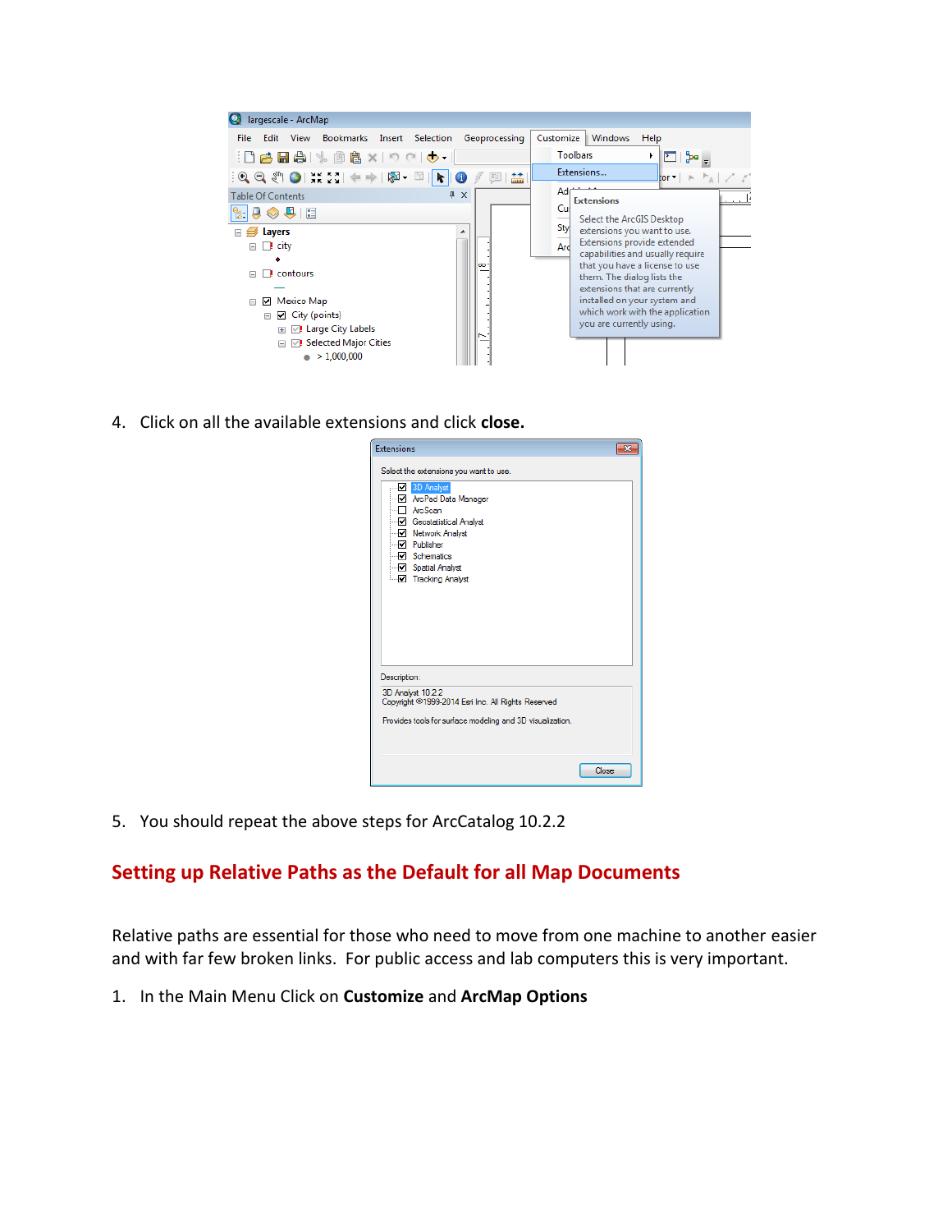4. Click on all the available extensions and click **close.**

5. You should repeat the above steps for ArcCatalog 10.2.2

## Setting up Relative Paths as the Default for all Map Documents

Relative paths are essential for those who need to move from one machine to another easier and with far few broken links. For public access and lab computers this is very important.

1. In the Main Menu Click on **Customize** and **ArcMap Options**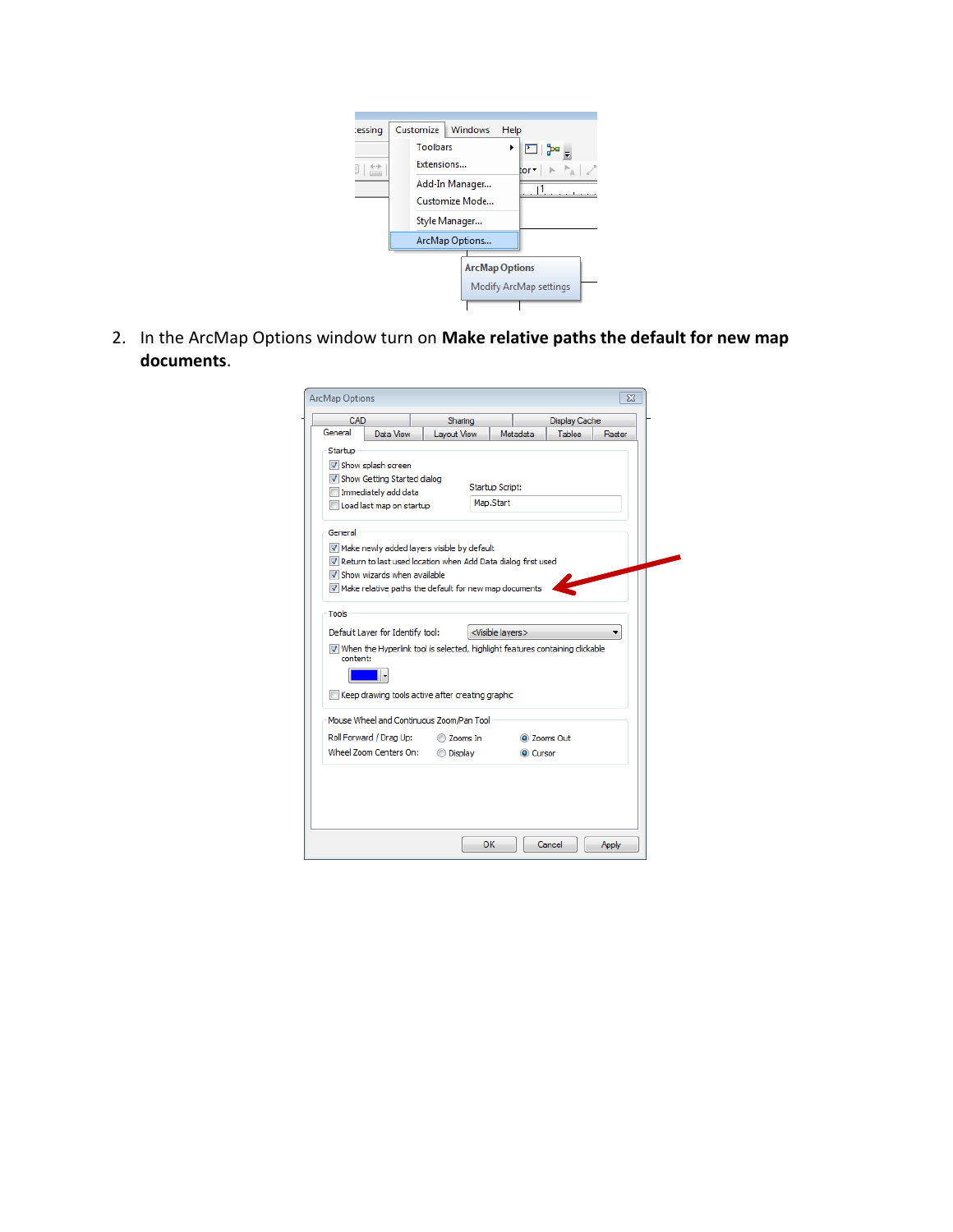2. In the ArcMap Options window turn on **Make relative paths the default for new map documents**.